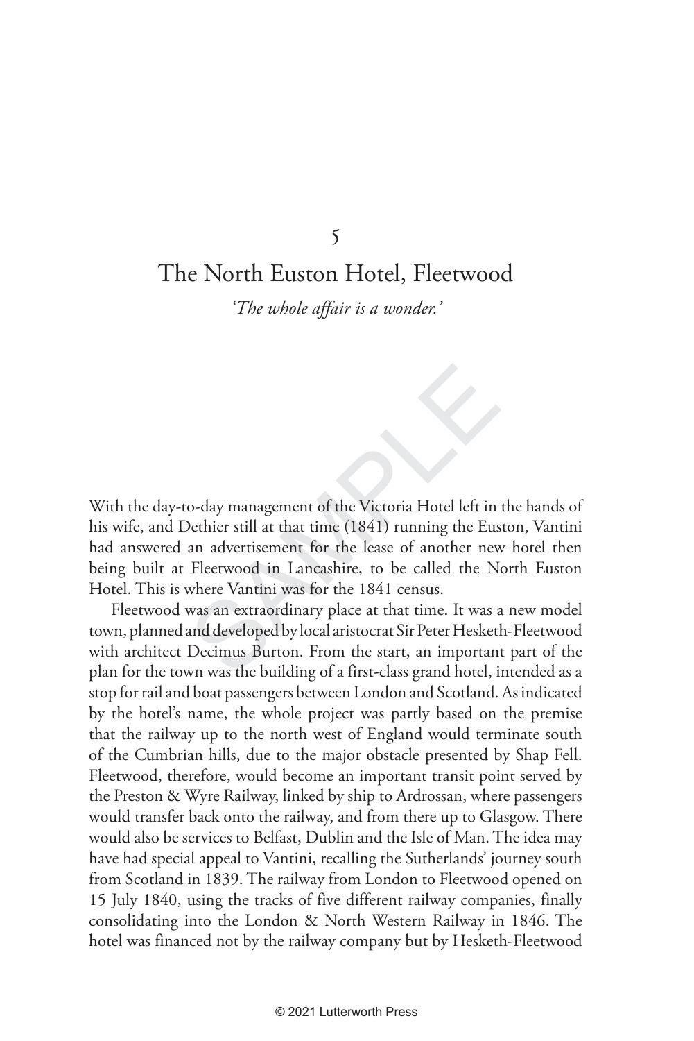# 5

# The North Euston Hotel, Fleetwood

*'The whole affair is a wonder.'*

With the day-to-day management of the Victoria Hotel left in the hands of his wife, and Dethier still at that time (1841) running the Euston, Vantini had answered an advertisement for the lease of another new hotel then being built at Fleetwood in Lancashire, to be called the North Euston Hotel. This is where Vantini was for the 1841 census.

Fleetwood was an extraordinary place at that time. It was a new model town, planned and developed by local aristocrat Sir Peter Hesketh-Fleetwood with architect Decimus Burton. From the start, an important part of the plan for the town was the building of a first-class grand hotel, intended as a stop for rail and boat passengers between London and Scotland. As indicated by the hotel's name, the whole project was partly based on the premise that the railway up to the north west of England would terminate south of the Cumbrian hills, due to the major obstacle presented by Shap Fell. Fleetwood, therefore, would become an important transit point served by the Preston & Wyre Railway, linked by ship to Ardrossan, where passengers would transfer back onto the railway, and from there up to Glasgow. There would also be services to Belfast, Dublin and the Isle of Man. The idea may have had special appeal to Vantini, recalling the Sutherlands' journey south from Scotland in 1839. The railway from London to Fleetwood opened on 15 July 1840, using the tracks of five different railway companies, finally consolidating into the London & North Western Railway in 1846. The hotel was financed not by the railway company but by Hesketh-Fleetwood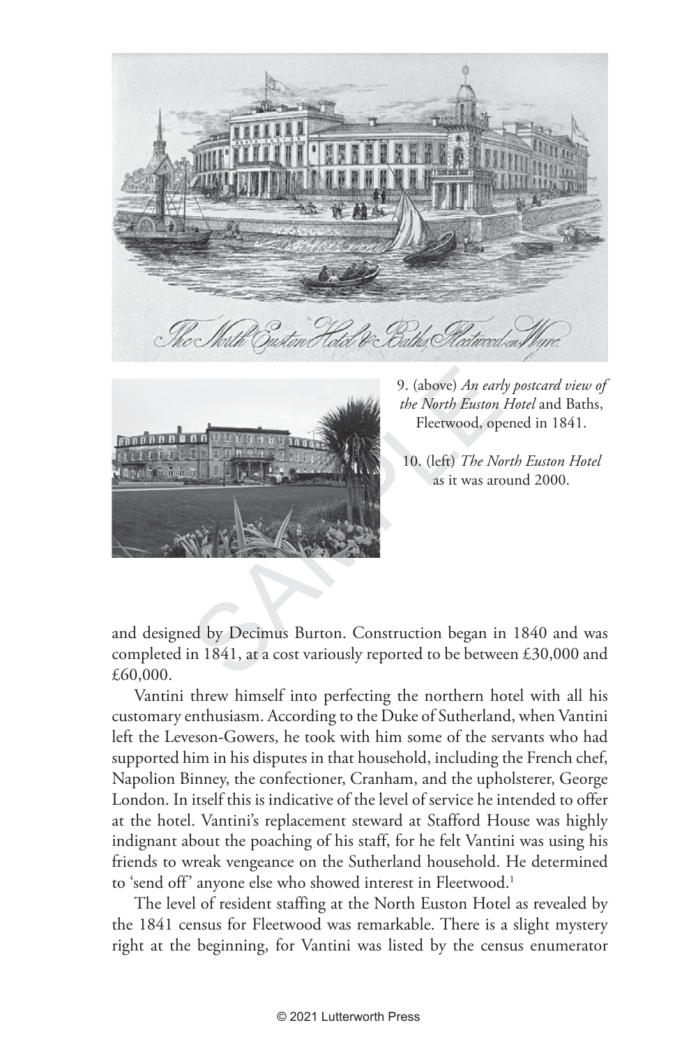9. (above) *An early postcard view of the North Euston Hotel* and Baths, Fleetwood, opened in 1841.

10. (left) *The North Euston Hotel* as it was around 2000.

and designed by Decimus Burton. Construction began in 1840 and was completed in 1841, at a cost variously reported to be between £30,000 and £60,000.

Vantini threw himself into perfecting the northern hotel with all his customary enthusiasm. According to the Duke of Sutherland, when Vantini left the Leveson-Gowers, he took with him some of the servants who had supported him in his disputes in that household, including the French chef, Napolion Binney, the confectioner, Cranham, and the upholsterer, George London. In itself this is indicative of the level of service he intended to offer at the hotel. Vantini's replacement steward at Stafford House was highly indignant about the poaching of his staff, for he felt Vantini was using his friends to wreak vengeance on the Sutherland household. He determined to 'send off' anyone else who showed interest in Fleetwood.[1]

The level of resident staffing at the North Euston Hotel as revealed by the 1841 census for Fleetwood was remarkable. There is a slight mystery right at the beginning, for Vantini was listed by the census enumerator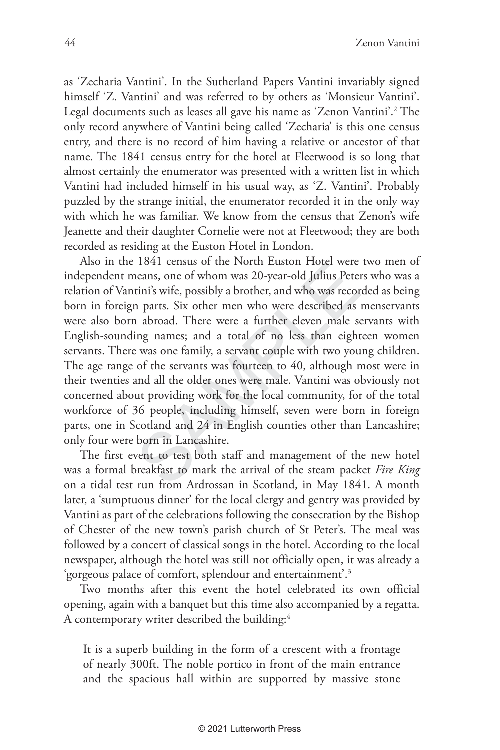as 'Zecharia Vantini'. In the Sutherland Papers Vantini invariably signed himself 'Z. Vantini' and was referred to by others as 'Monsieur Vantini'. Legal documents such as leases all gave his name as 'Zenon Vantini'.[2] The only record anywhere of Vantini being called 'Zecharia' is this one census entry, and there is no record of him having a relative or ancestor of that name. The 1841 census entry for the hotel at Fleetwood is so long that almost certainly the enumerator was presented with a written list in which Vantini had included himself in his usual way, as 'Z. Vantini'. Probably puzzled by the strange initial, the enumerator recorded it in the only way with which he was familiar. We know from the census that Zenon's wife Jeanette and their daughter Cornelie were not at Fleetwood; they are both recorded as residing at the Euston Hotel in London.

Also in the 1841 census of the North Euston Hotel were two men of independent means, one of whom was 20-year-old Julius Peters who was a relation of Vantini's wife, possibly a brother, and who was recorded as being born in foreign parts. Six other men who were described as menservants were also born abroad. There were a further eleven male servants with English-sounding names; and a total of no less than eighteen women servants. There was one family, a servant couple with two young children. The age range of the servants was fourteen to 40, although most were in their twenties and all the older ones were male. Vantini was obviously not concerned about providing work for the local community, for of the total workforce of 36 people, including himself, seven were born in foreign parts, one in Scotland and 24 in English counties other than Lancashire; only four were born in Lancashire.

The first event to test both staff and management of the new hotel was a formal breakfast to mark the arrival of the steam packet *Fire King* on a tidal test run from Ardrossan in Scotland, in May 1841. A month later, a 'sumptuous dinner' for the local clergy and gentry was provided by Vantini as part of the celebrations following the consecration by the Bishop of Chester of the new town's parish church of St Peter's. The meal was followed by a concert of classical songs in the hotel. According to the local newspaper, although the hotel was still not officially open, it was already a 'gorgeous palace of comfort, splendour and entertainment'.[3]

Two months after this event the hotel celebrated its own official opening, again with a banquet but this time also accompanied by a regatta. A contemporary writer described the building:[4]

> It is a superb building in the form of a crescent with a frontage of nearly 300ft. The noble portico in front of the main entrance and the spacious hall within are supported by massive stone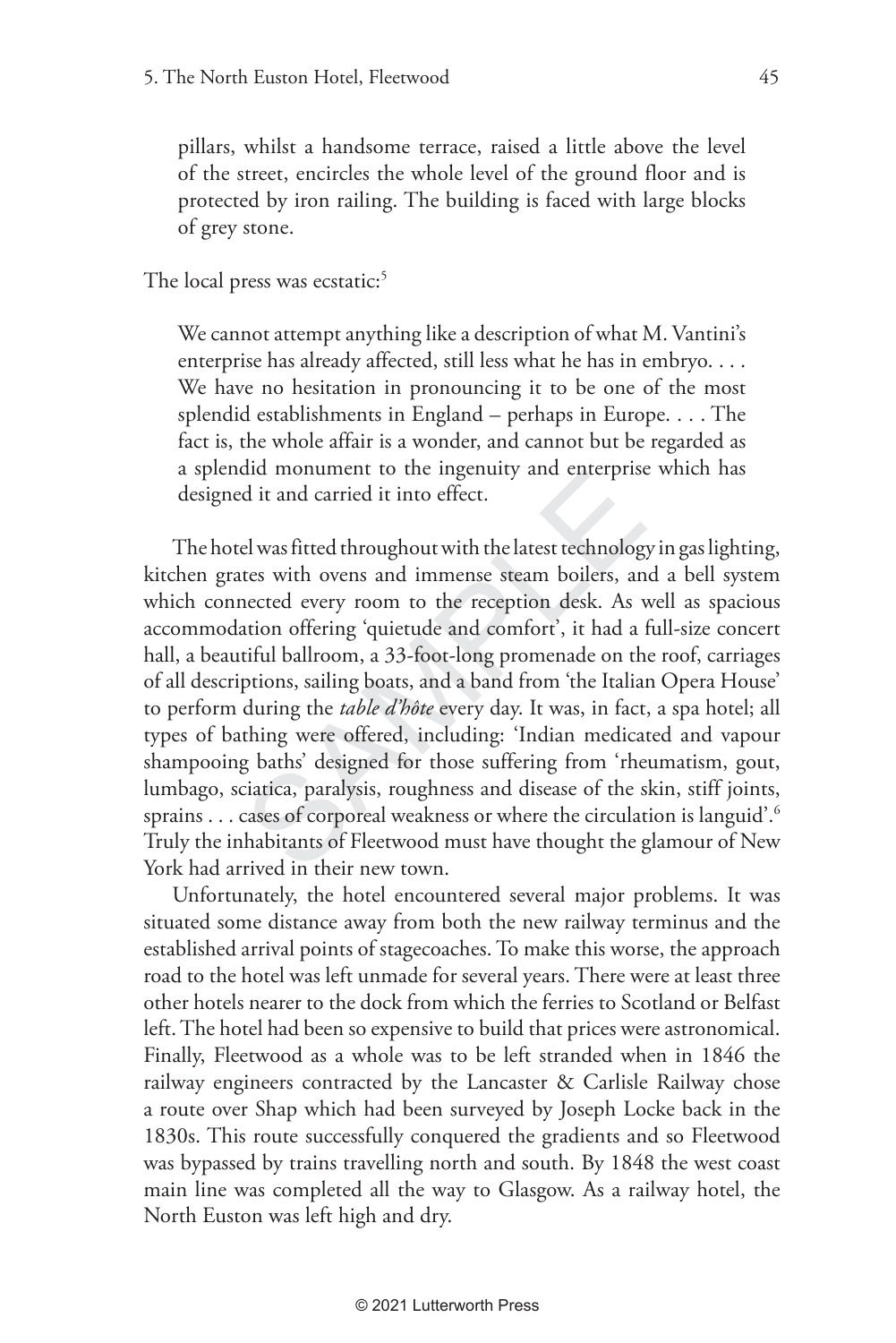pillars, whilst a handsome terrace, raised a little above the level of the street, encircles the whole level of the ground floor and is protected by iron railing. The building is faced with large blocks of grey stone.

The local press was ecstatic:[5]

> We cannot attempt anything like a description of what M. Vantini's enterprise has already affected, still less what he has in embryo. . . . We have no hesitation in pronouncing it to be one of the most splendid establishments in England – perhaps in Europe. . . . The fact is, the whole affair is a wonder, and cannot but be regarded as a splendid monument to the ingenuity and enterprise which has designed it and carried it into effect.

The hotel was fitted throughout with the latest technology in gas lighting, kitchen grates with ovens and immense steam boilers, and a bell system which connected every room to the reception desk. As well as spacious accommodation offering 'quietude and comfort', it had a full-size concert hall, a beautiful ballroom, a 33-foot-long promenade on the roof, carriages of all descriptions, sailing boats, and a band from 'the Italian Opera House' to perform during the *table d'hôte* every day. It was, in fact, a spa hotel; all types of bathing were offered, including: 'Indian medicated and vapour shampooing baths' designed for those suffering from 'rheumatism, gout, lumbago, sciatica, paralysis, roughness and disease of the skin, stiff joints, sprains . . . cases of corporeal weakness or where the circulation is languid'.[6] Truly the inhabitants of Fleetwood must have thought the glamour of New York had arrived in their new town.

Unfortunately, the hotel encountered several major problems. It was situated some distance away from both the new railway terminus and the established arrival points of stagecoaches. To make this worse, the approach road to the hotel was left unmade for several years. There were at least three other hotels nearer to the dock from which the ferries to Scotland or Belfast left. The hotel had been so expensive to build that prices were astronomical. Finally, Fleetwood as a whole was to be left stranded when in 1846 the railway engineers contracted by the Lancaster & Carlisle Railway chose a route over Shap which had been surveyed by Joseph Locke back in the 1830s. This route successfully conquered the gradients and so Fleetwood was bypassed by trains travelling north and south. By 1848 the west coast main line was completed all the way to Glasgow. As a railway hotel, the North Euston was left high and dry.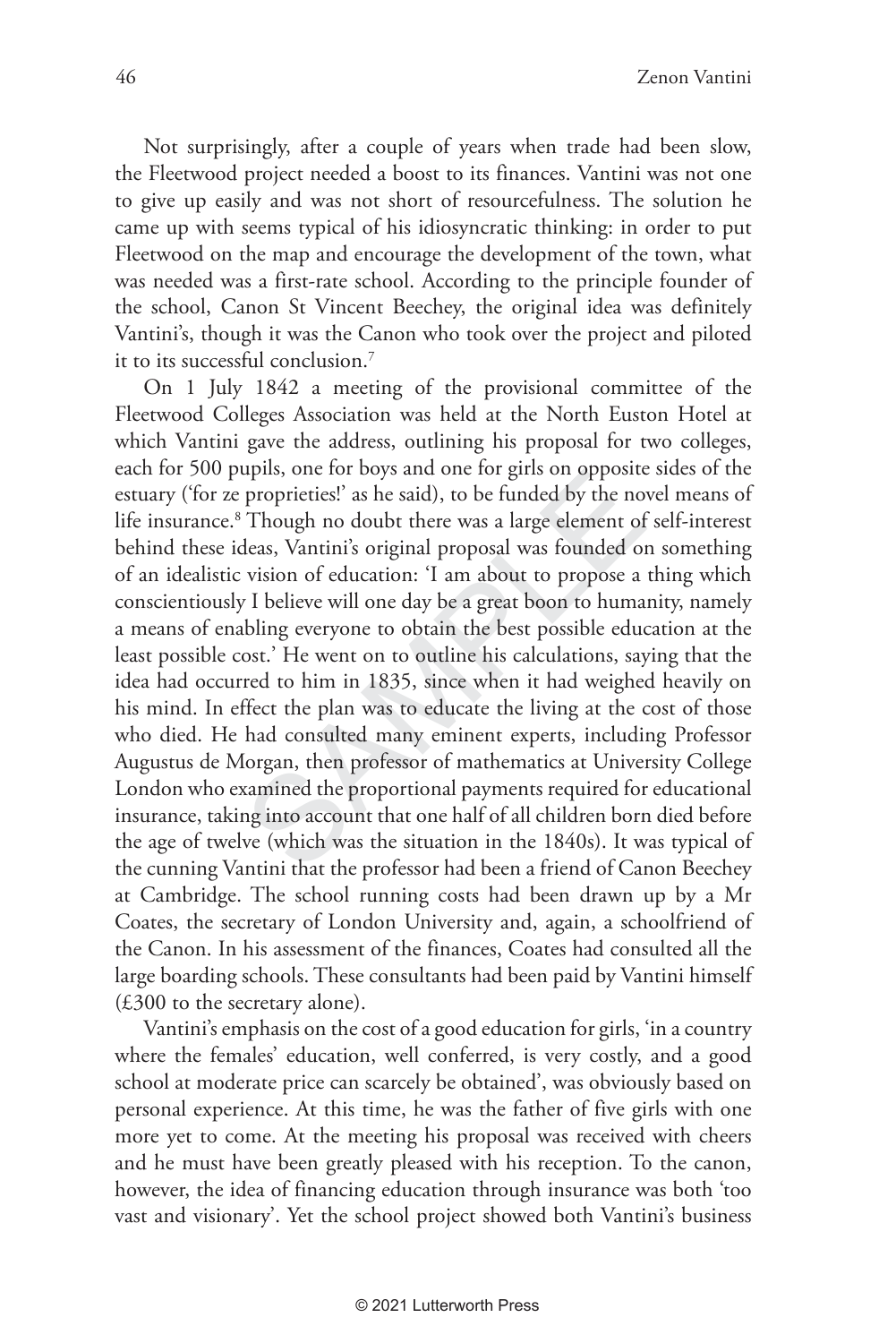Not surprisingly, after a couple of years when trade had been slow, the Fleetwood project needed a boost to its finances. Vantini was not one to give up easily and was not short of resourcefulness. The solution he came up with seems typical of his idiosyncratic thinking: in order to put Fleetwood on the map and encourage the development of the town, what was needed was a first-rate school. According to the principle founder of the school, Canon St Vincent Beechey, the original idea was definitely Vantini's, though it was the Canon who took over the project and piloted it to its successful conclusion.[7]

On 1 July 1842 a meeting of the provisional committee of the Fleetwood Colleges Association was held at the North Euston Hotel at which Vantini gave the address, outlining his proposal for two colleges, each for 500 pupils, one for boys and one for girls on opposite sides of the estuary ('for ze proprieties!' as he said), to be funded by the novel means of life insurance.[8] Though no doubt there was a large element of self-interest behind these ideas, Vantini's original proposal was founded on something of an idealistic vision of education: 'I am about to propose a thing which conscientiously I believe will one day be a great boon to humanity, namely a means of enabling everyone to obtain the best possible education at the least possible cost.' He went on to outline his calculations, saying that the idea had occurred to him in 1835, since when it had weighed heavily on his mind. In effect the plan was to educate the living at the cost of those who died. He had consulted many eminent experts, including Professor Augustus de Morgan, then professor of mathematics at University College London who examined the proportional payments required for educational insurance, taking into account that one half of all children born died before the age of twelve (which was the situation in the 1840s). It was typical of the cunning Vantini that the professor had been a friend of Canon Beechey at Cambridge. The school running costs had been drawn up by a Mr Coates, the secretary of London University and, again, a schoolfriend of the Canon. In his assessment of the finances, Coates had consulted all the large boarding schools. These consultants had been paid by Vantini himself (£300 to the secretary alone).

Vantini's emphasis on the cost of a good education for girls, 'in a country where the females' education, well conferred, is very costly, and a good school at moderate price can scarcely be obtained', was obviously based on personal experience. At this time, he was the father of five girls with one more yet to come. At the meeting his proposal was received with cheers and he must have been greatly pleased with his reception. To the canon, however, the idea of financing education through insurance was both 'too vast and visionary'. Yet the school project showed both Vantini's business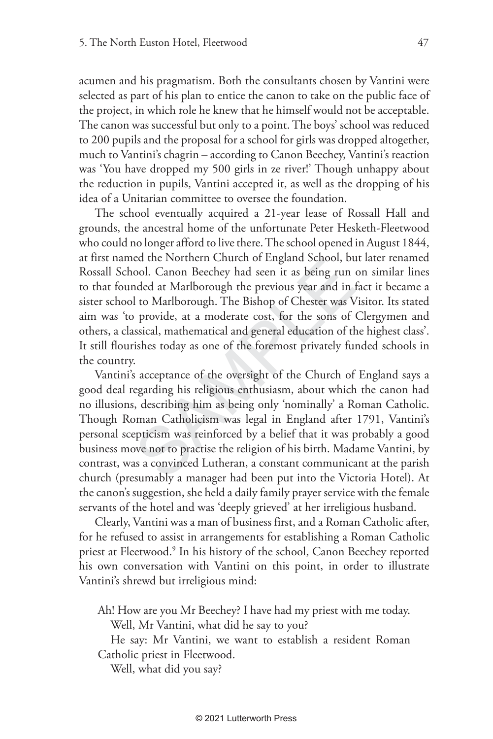acumen and his pragmatism. Both the consultants chosen by Vantini were selected as part of his plan to entice the canon to take on the public face of the project, in which role he knew that he himself would not be acceptable. The canon was successful but only to a point. The boys' school was reduced to 200 pupils and the proposal for a school for girls was dropped altogether, much to Vantini's chagrin – according to Canon Beechey, Vantini's reaction was 'You have dropped my 500 girls in ze river!' Though unhappy about the reduction in pupils, Vantini accepted it, as well as the dropping of his idea of a Unitarian committee to oversee the foundation.

The school eventually acquired a 21-year lease of Rossall Hall and grounds, the ancestral home of the unfortunate Peter Hesketh-Fleetwood who could no longer afford to live there. The school opened in August 1844, at first named the Northern Church of England School, but later renamed Rossall School. Canon Beechey had seen it as being run on similar lines to that founded at Marlborough the previous year and in fact it became a sister school to Marlborough. The Bishop of Chester was Visitor. Its stated aim was 'to provide, at a moderate cost, for the sons of Clergymen and others, a classical, mathematical and general education of the highest class'. It still flourishes today as one of the foremost privately funded schools in the country.

Vantini's acceptance of the oversight of the Church of England says a good deal regarding his religious enthusiasm, about which the canon had no illusions, describing him as being only 'nominally' a Roman Catholic. Though Roman Catholicism was legal in England after 1791, Vantini's personal scepticism was reinforced by a belief that it was probably a good business move not to practise the religion of his birth. Madame Vantini, by contrast, was a convinced Lutheran, a constant communicant at the parish church (presumably a manager had been put into the Victoria Hotel). At the canon's suggestion, she held a daily family prayer service with the female servants of the hotel and was 'deeply grieved' at her irreligious husband.

Clearly, Vantini was a man of business first, and a Roman Catholic after, for he refused to assist in arrangements for establishing a Roman Catholic priest at Fleetwood.[9] In his history of the school, Canon Beechey reported his own conversation with Vantini on this point, in order to illustrate Vantini's shrewd but irreligious mind:

> Ah! How are you Mr Beechey? I have had my priest with me today.
>
> Well, Mr Vantini, what did he say to you?
>
> He say: Mr Vantini, we want to establish a resident Roman Catholic priest in Fleetwood.
>
> Well, what did you say?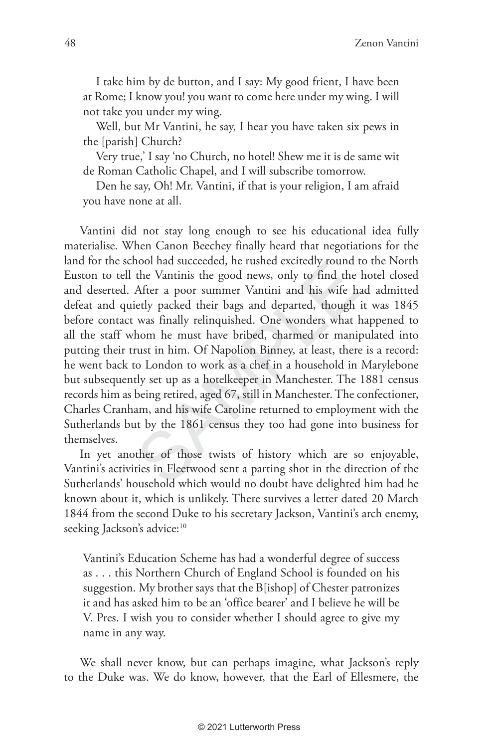I take him by de button, and I say: My good frient, I have been at Rome; I know you! you want to come here under my wing. I will not take you under my wing.

Well, but Mr Vantini, he say, I hear you have taken six pews in the [parish] Church?

Very true,' I say 'no Church, no hotel! Shew me it is de same wit de Roman Catholic Chapel, and I will subscribe tomorrow.

Den he say, Oh! Mr. Vantini, if that is your religion, I am afraid you have none at all.

Vantini did not stay long enough to see his educational idea fully materialise. When Canon Beechey finally heard that negotiations for the land for the school had succeeded, he rushed excitedly round to the North Euston to tell the Vantinis the good news, only to find the hotel closed and deserted. After a poor summer Vantini and his wife had admitted defeat and quietly packed their bags and departed, though it was 1845 before contact was finally relinquished. One wonders what happened to all the staff whom he must have bribed, charmed or manipulated into putting their trust in him. Of Napolion Binney, at least, there is a record: he went back to London to work as a chef in a household in Marylebone but subsequently set up as a hotelkeeper in Manchester. The 1881 census records him as being retired, aged 67, still in Manchester. The confectioner, Charles Cranham, and his wife Caroline returned to employment with the Sutherlands but by the 1861 census they too had gone into business for themselves.

In yet another of those twists of history which are so enjoyable, Vantini's activities in Fleetwood sent a parting shot in the direction of the Sutherlands' household which would no doubt have delighted him had he known about it, which is unlikely. There survives a letter dated 20 March 1844 from the second Duke to his secretary Jackson, Vantini's arch enemy, seeking Jackson's advice:[10]

> Vantini's Education Scheme has had a wonderful degree of success as . . . this Northern Church of England School is founded on his suggestion. My brother says that the B[ishop] of Chester patronizes it and has asked him to be an 'office bearer' and I believe he will be V. Pres. I wish you to consider whether I should agree to give my name in any way.

We shall never know, but can perhaps imagine, what Jackson's reply to the Duke was. We do know, however, that the Earl of Ellesmere, the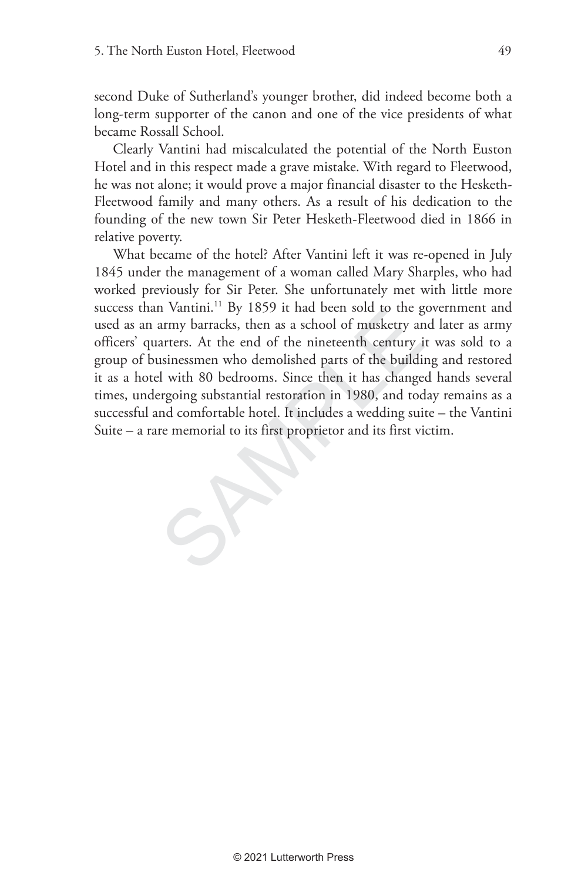second Duke of Sutherland's younger brother, did indeed become both a long-term supporter of the canon and one of the vice presidents of what became Rossall School.

Clearly Vantini had miscalculated the potential of the North Euston Hotel and in this respect made a grave mistake. With regard to Fleetwood, he was not alone; it would prove a major financial disaster to the Hesketh-Fleetwood family and many others. As a result of his dedication to the founding of the new town Sir Peter Hesketh-Fleetwood died in 1866 in relative poverty.

What became of the hotel? After Vantini left it was re-opened in July 1845 under the management of a woman called Mary Sharples, who had worked previously for Sir Peter. She unfortunately met with little more success than Vantini.[11] By 1859 it had been sold to the government and used as an army barracks, then as a school of musketry and later as army officers' quarters. At the end of the nineteenth century it was sold to a group of businessmen who demolished parts of the building and restored it as a hotel with 80 bedrooms. Since then it has changed hands several times, undergoing substantial restoration in 1980, and today remains as a successful and comfortable hotel. It includes a wedding suite – the Vantini Suite – a rare memorial to its first proprietor and its first victim.